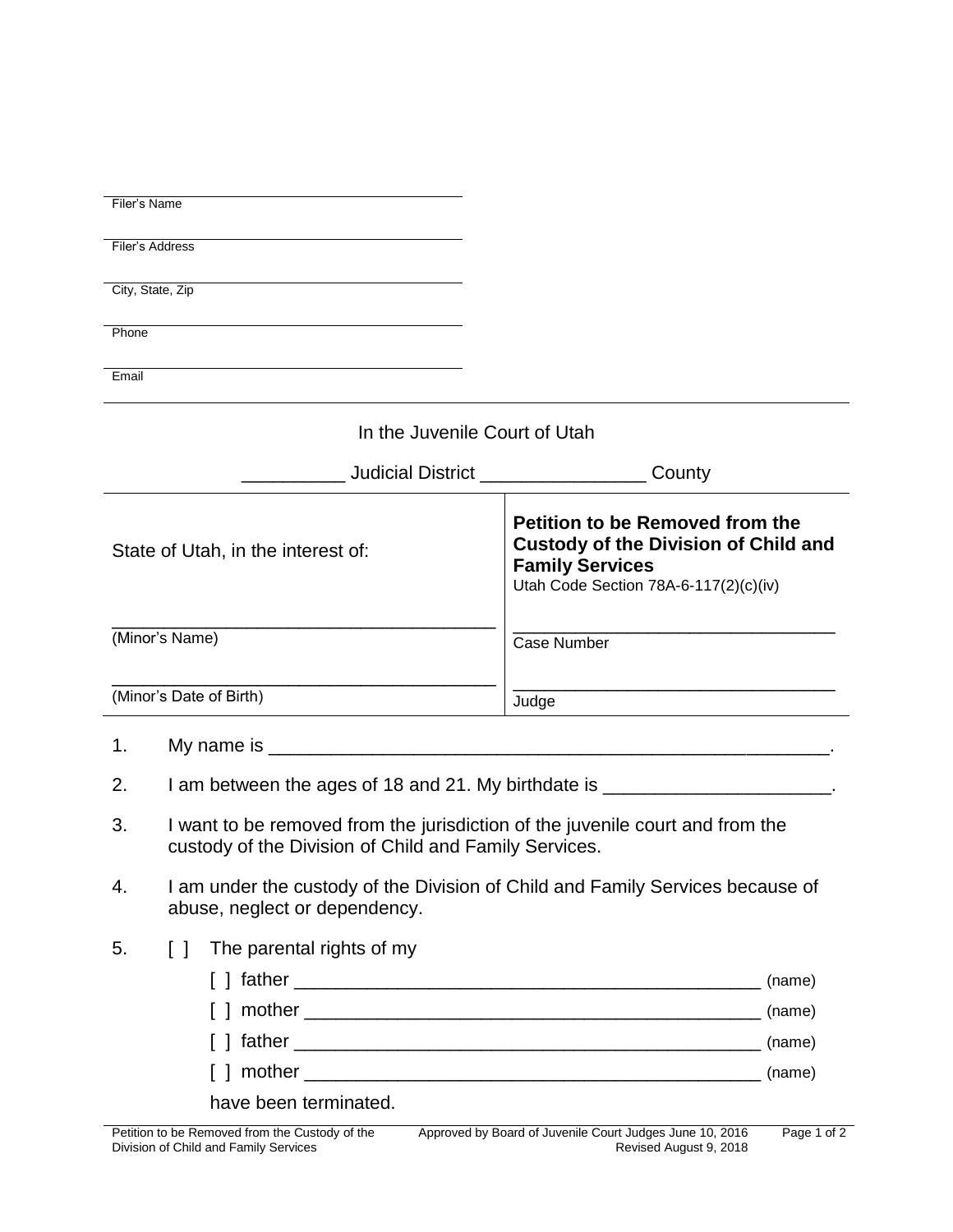______________________________________
Filer's Name

______________________________________
Filer's Address

______________________________________
City, State, Zip

______________________________________
Phone

______________________________________
Email

In the Juvenile Court of Utah

__________ Judicial District ________________ County

| State of Utah, in the interest of: | **Petition to be Removed from the Custody of the Division of Child and Family Services**<br>Utah Code Section 78A-6-117(2)(c)(iv) |
|---|---|
| ______________________________________<br>(Minor's Name) | __________________________________<br>Case Number |
| ______________________________________<br>(Minor's Date of Birth) | __________________________________<br>Judge |

1. My name is ______________________________________________________.

2. I am between the ages of 18 and 21. My birthdate is ______________________.

3. I want to be removed from the jurisdiction of the juvenile court and from the custody of the Division of Child and Family Services.

4. I am under the custody of the Division of Child and Family Services because of abuse, neglect or dependency.

5. [ ] The parental rights of my

   [ ] father ______________________________________________ (name)

   [ ] mother ______________________________________________ (name)

   [ ] father ______________________________________________ (name)

   [ ] mother ______________________________________________ (name)

   have been terminated.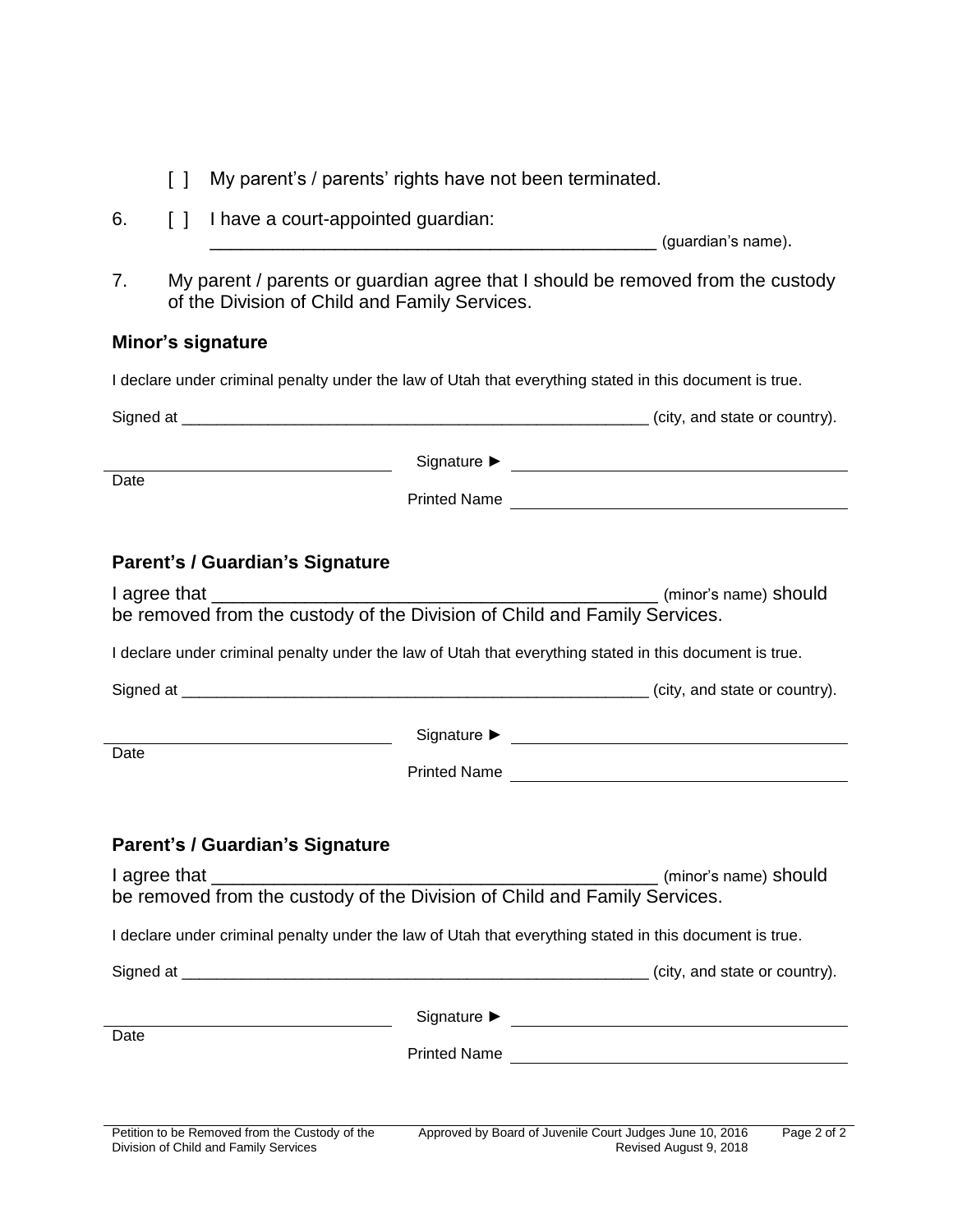[ ] My parent's / parents' rights have not been terminated.

6. [ ] I have a court-appointed guardian:
_______________________________________________ (guardian's name).

7. My parent / parents or guardian agree that I should be removed from the custody of the Division of Child and Family Services.

**Minor's signature**

I declare under criminal penalty under the law of Utah that everything stated in this document is true.

Signed at ________________________________________________________ (city, and state or country).

______________________________ Signature ► ______________________________

Date

Printed Name ______________________________

**Parent's / Guardian's Signature**

I agree that _____________________________________________ (minor's name) should be removed from the custody of the Division of Child and Family Services.

I declare under criminal penalty under the law of Utah that everything stated in this document is true.

Signed at ________________________________________________________ (city, and state or country).

______________________________ Signature ► ______________________________

Date

Printed Name ______________________________

**Parent's / Guardian's Signature**

I agree that _____________________________________________ (minor's name) should be removed from the custody of the Division of Child and Family Services.

I declare under criminal penalty under the law of Utah that everything stated in this document is true.

Signed at ________________________________________________________ (city, and state or country).

______________________________ Signature ► ______________________________

Date

Printed Name ______________________________